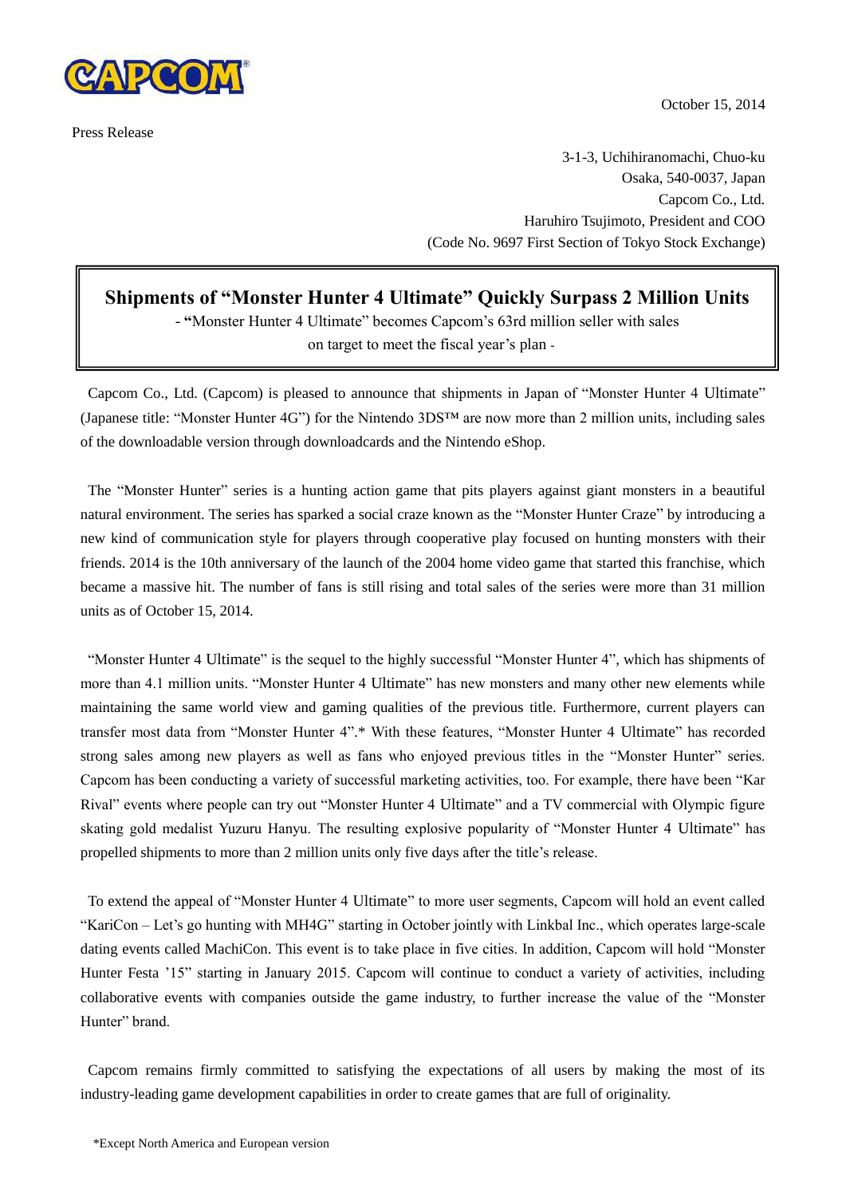October 15, 2014

Press Release

3-1-3, Uchihiranomachi, Chuo-ku
Osaka, 540-0037, Japan
Capcom Co., Ltd.
Haruhiro Tsujimoto, President and COO
(Code No. 9697 First Section of Tokyo Stock Exchange)

# Shipments of "Monster Hunter 4 Ultimate" Quickly Surpass 2 Million Units

- "Monster Hunter 4 Ultimate" becomes Capcom's 63rd million seller with sales on target to meet the fiscal year's plan -

Capcom Co., Ltd. (Capcom) is pleased to announce that shipments in Japan of "Monster Hunter 4 Ultimate" (Japanese title: "Monster Hunter 4G") for the Nintendo 3DS™ are now more than 2 million units, including sales of the downloadable version through downloadcards and the Nintendo eShop.

The "Monster Hunter" series is a hunting action game that pits players against giant monsters in a beautiful natural environment. The series has sparked a social craze known as the "Monster Hunter Craze" by introducing a new kind of communication style for players through cooperative play focused on hunting monsters with their friends. 2014 is the 10th anniversary of the launch of the 2004 home video game that started this franchise, which became a massive hit. The number of fans is still rising and total sales of the series were more than 31 million units as of October 15, 2014.

"Monster Hunter 4 Ultimate" is the sequel to the highly successful "Monster Hunter 4", which has shipments of more than 4.1 million units. "Monster Hunter 4 Ultimate" has new monsters and many other new elements while maintaining the same world view and gaming qualities of the previous title. Furthermore, current players can transfer most data from "Monster Hunter 4".* With these features, "Monster Hunter 4 Ultimate" has recorded strong sales among new players as well as fans who enjoyed previous titles in the "Monster Hunter" series. Capcom has been conducting a variety of successful marketing activities, too. For example, there have been "Kar Rival" events where people can try out "Monster Hunter 4 Ultimate" and a TV commercial with Olympic figure skating gold medalist Yuzuru Hanyu. The resulting explosive popularity of "Monster Hunter 4 Ultimate" has propelled shipments to more than 2 million units only five days after the title's release.

To extend the appeal of "Monster Hunter 4 Ultimate" to more user segments, Capcom will hold an event called "KariCon – Let's go hunting with MH4G" starting in October jointly with Linkbal Inc., which operates large-scale dating events called MachiCon. This event is to take place in five cities. In addition, Capcom will hold "Monster Hunter Festa '15" starting in January 2015. Capcom will continue to conduct a variety of activities, including collaborative events with companies outside the game industry, to further increase the value of the "Monster Hunter" brand.

Capcom remains firmly committed to satisfying the expectations of all users by making the most of its industry-leading game development capabilities in order to create games that are full of originality.

*Except North America and European version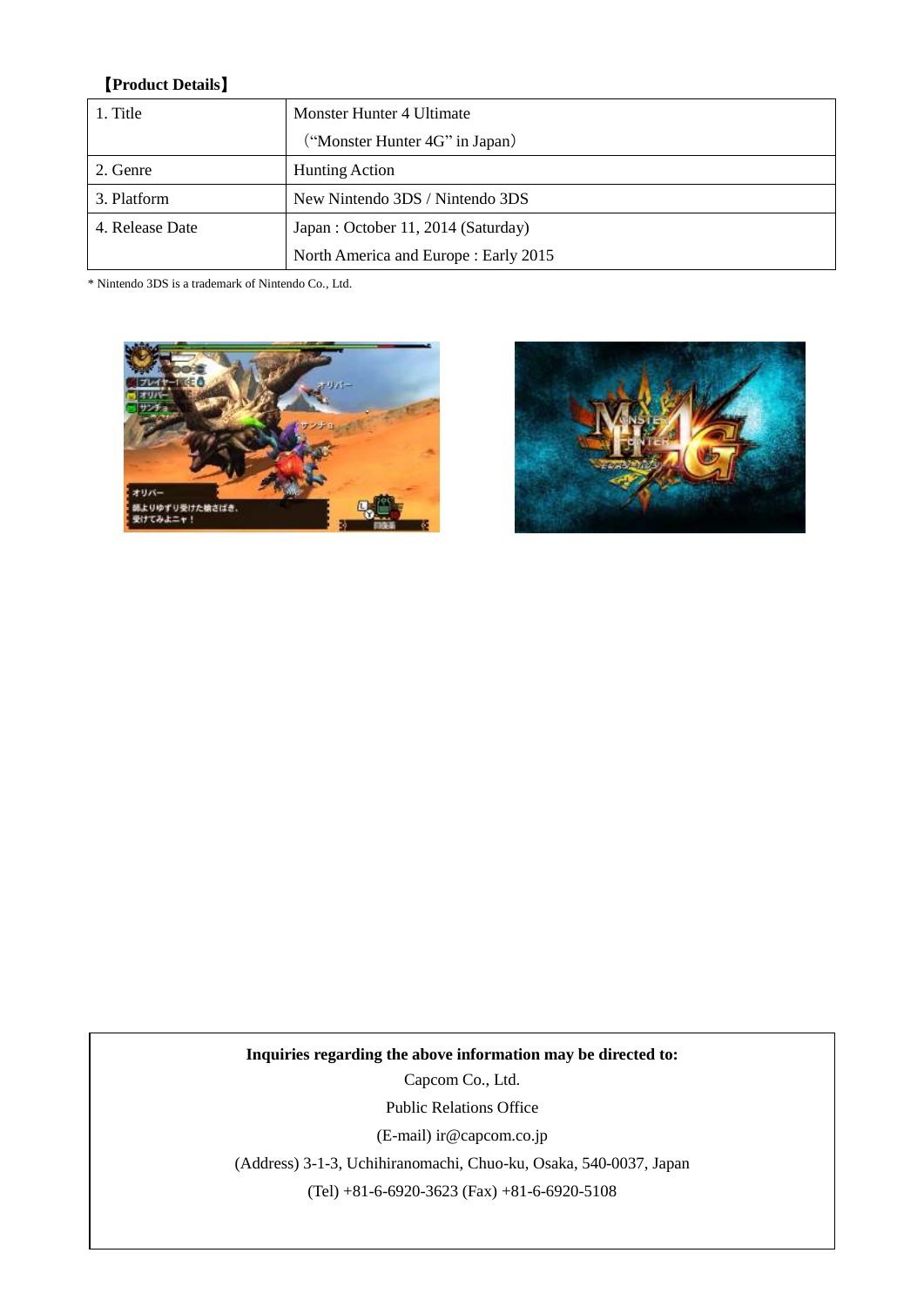**【Product Details】**

| | |
|---|---|
| 1. Title | Monster Hunter 4 Ultimate<br>（"Monster Hunter 4G" in Japan） |
| 2. Genre | Hunting Action |
| 3. Platform | New Nintendo 3DS / Nintendo 3DS |
| 4. Release Date | Japan : October 11, 2014 (Saturday)<br>North America and Europe : Early 2015 |

* Nintendo 3DS is a trademark of Nintendo Co., Ltd.

**Inquiries regarding the above information may be directed to:**

Capcom Co., Ltd.

Public Relations Office

(E-mail) ir@capcom.co.jp

(Address) 3-1-3, Uchihiranomachi, Chuo-ku, Osaka, 540-0037, Japan

(Tel) +81-6-6920-3623 (Fax) +81-6-6920-5108